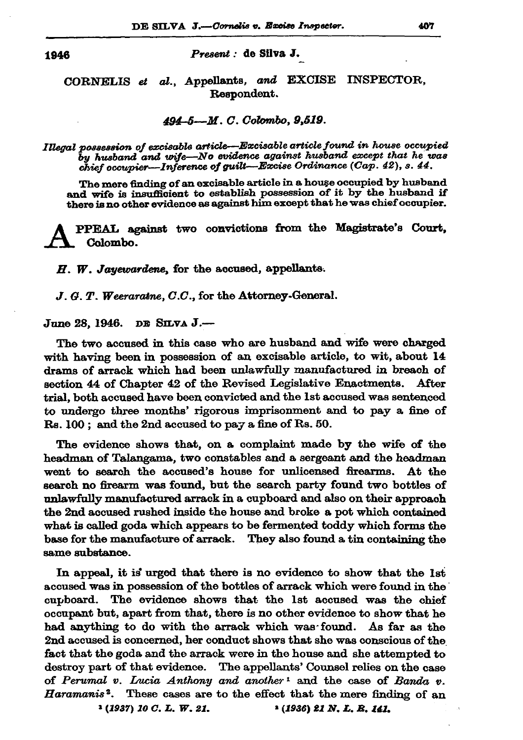1946

*Present :* **de Silva J.**

CORNELIS *et al.*, Appellants, *and* EXCISE INSPECTOR, Respondent.

*494-5—M. C. Colombo, 9,519.*

*Illegal possession of excisable article—Excisable article found in house occupied by husband and wife—No evidence against husband except that he was chief occupier—Inference of guilt—Excise Ordinance (Cap. 42), s. 44.*

The mere finding of an excisable article in a house occupied by husband and wife is insufficient to establish possession of it by the husband if there is no other evidence as against him except that he was chief occupier.

APPEAL against two convictions from the Magistrate's Court, Colombo.

*H. W. Jayewardene*, for the accused, appellants.

*J. G. T. Weeraratne, C.C.*, for the Attorney-General.

June 28, 1946. DE SILVA J.—

The two accused in this case who are husband and wife were charged with having been in possession of an excisable article, to wit, about 14 drams of arrack which had been unlawfully manufactured in breach of section 44 of Chapter 42 of the Revised Legislative Enactments. After trial, both accused have been convicted and the 1st accused was sentenced to undergo three months' rigorous imprisonment and to pay a fine of Rs. 100 ; and the 2nd accused to pay a fine of Rs. 50.

The evidence shows that, on a complaint made by the wife of the headman of Talangama, two constables and a sergeant and the headman went to search the accused's house for unlicensed firearms. At the search no firearm was found, but the search party found two bottles of unlawfully manufactured arrack in a cupboard and also on their approach the 2nd accused rushed inside the house and broke a pot which contained what is called goda which appears to be fermented toddy which forms the base for the manufacture of arrack. They also found a tin containing the same substance.

In appeal, it is urged that there is no evidence to show that the 1st accused was in possession of the bottles of arrack which were found in the cupboard. The evidence shows that the 1st accused was the chief occupant but, apart from that, there is no other evidence to show that he had anything to do with the arrack which was found. As far as the 2nd accused is concerned, her conduct shows that she was conscious of the fact that the goda and the arrack were in the house and she attempted to destroy part of that evidence. The appellants' Counsel relies on the case of *Perumal v. Lucia Anthony and another* [1] and the case of *Banda v. Haramanis* [2]. These cases are to the effect that the mere finding of an

[1] *(1937) 10 C. L. W. 21.*

[2] *(1936) 21 N. L. R. 141.*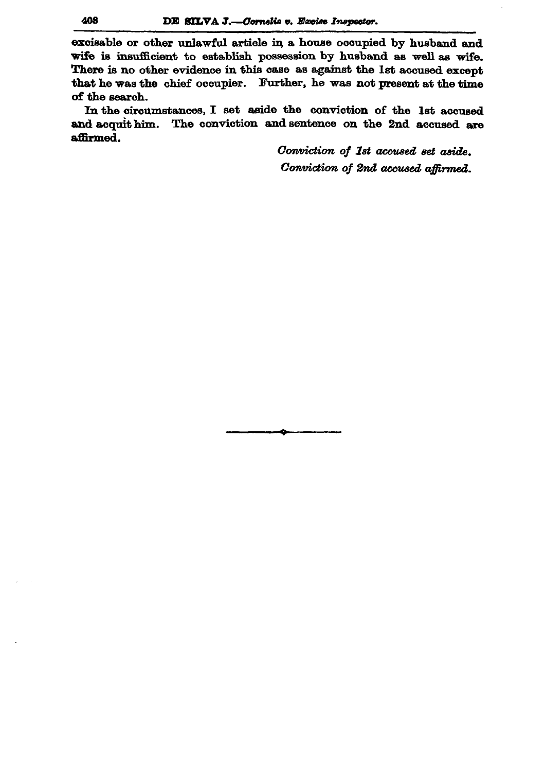excisable or other unlawful article in a house occupied by husband and wife is insufficient to establish possession by husband as well as wife. There is no other evidence in this case as against the 1st accused except that he was the chief occupier. Further, he was not present at the time of the search.

In the circumstances, I set aside the conviction of the 1st accused and acquit him. The conviction and sentence on the 2nd accused are affirmed.

*Conviction of 1st accused set aside.*
*Conviction of 2nd accused affirmed.*